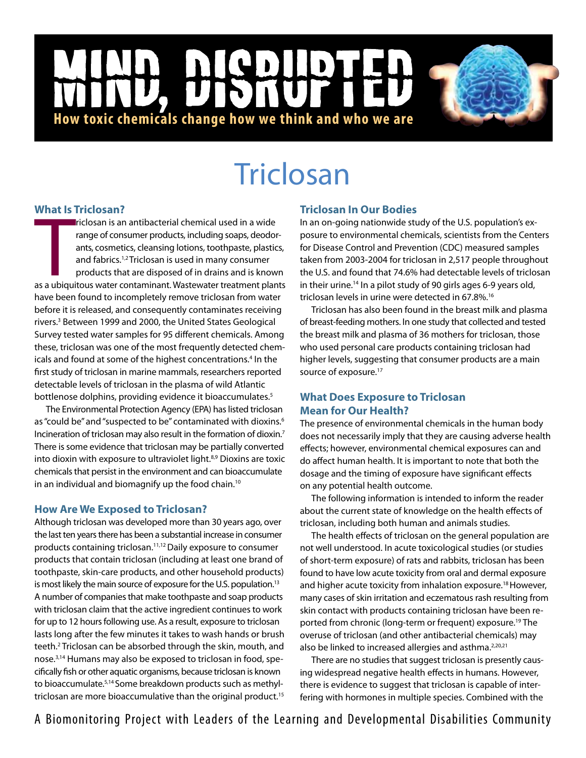# MIND, DISRUPTED

**How toxic chemicals change how we think and who we are**

# Triclosan

## What Is Triclosan?

Triclosan is an antibacterial chemical used in a wide range of consumer products, including soaps, deodorants, cosmetics, cleansing lotions, toothpaste, plastics, and fabrics.[1,2] Triclosan is used in many consumer products that are disposed of in drains and is known as a ubiquitous water contaminant. Wastewater treatment plants have been found to incompletely remove triclosan from water before it is released, and consequently contaminates receiving rivers.[3] Between 1999 and 2000, the United States Geological Survey tested water samples for 95 different chemicals. Among these, triclosan was one of the most frequently detected chemicals and found at some of the highest concentrations.[4] In the first study of triclosan in marine mammals, researchers reported detectable levels of triclosan in the plasma of wild Atlantic bottlenose dolphins, providing evidence it bioaccumulates.[5]

The Environmental Protection Agency (EPA) has listed triclosan as "could be" and "suspected to be" contaminated with dioxins.[6] Incineration of triclosan may also result in the formation of dioxin.[7] There is some evidence that triclosan may be partially converted into dioxin with exposure to ultraviolet light.[8,9] Dioxins are toxic chemicals that persist in the environment and can bioaccumulate in an individual and biomagnify up the food chain.[10]

## How Are We Exposed to Triclosan?

Although triclosan was developed more than 30 years ago, over the last ten years there has been a substantial increase in consumer products containing triclosan.[11,12] Daily exposure to consumer products that contain triclosan (including at least one brand of toothpaste, skin-care products, and other household products) is most likely the main source of exposure for the U.S. population.[13] A number of companies that make toothpaste and soap products with triclosan claim that the active ingredient continues to work for up to 12 hours following use. As a result, exposure to triclosan lasts long after the few minutes it takes to wash hands or brush teeth.[2] Triclosan can be absorbed through the skin, mouth, and nose.[3,14] Humans may also be exposed to triclosan in food, specifically fish or other aquatic organisms, because triclosan is known to bioaccumulate.[5,14] Some breakdown products such as methyl-triclosan are more bioaccumulative than the original product.[15]

## Triclosan In Our Bodies

In an on-going nationwide study of the U.S. population's exposure to environmental chemicals, scientists from the Centers for Disease Control and Prevention (CDC) measured samples taken from 2003-2004 for triclosan in 2,517 people throughout the U.S. and found that 74.6% had detectable levels of triclosan in their urine.[14] In a pilot study of 90 girls ages 6-9 years old, triclosan levels in urine were detected in 67.8%.[16]

Triclosan has also been found in the breast milk and plasma of breast-feeding mothers. In one study that collected and tested the breast milk and plasma of 36 mothers for triclosan, those who used personal care products containing triclosan had higher levels, suggesting that consumer products are a main source of exposure.[17]

## What Does Exposure to Triclosan Mean for Our Health?

The presence of environmental chemicals in the human body does not necessarily imply that they are causing adverse health effects; however, environmental chemical exposures can and do affect human health. It is important to note that both the dosage and the timing of exposure have significant effects on any potential health outcome.

The following information is intended to inform the reader about the current state of knowledge on the health effects of triclosan, including both human and animals studies.

The health effects of triclosan on the general population are not well understood. In acute toxicological studies (or studies of short-term exposure) of rats and rabbits, triclosan has been found to have low acute toxicity from oral and dermal exposure and higher acute toxicity from inhalation exposure.[18] However, many cases of skin irritation and eczematous rash resulting from skin contact with products containing triclosan have been reported from chronic (long-term or frequent) exposure.[19] The overuse of triclosan (and other antibacterial chemicals) may also be linked to increased allergies and asthma.[2,20,21]

There are no studies that suggest triclosan is presently causing widespread negative health effects in humans. However, there is evidence to suggest that triclosan is capable of interfering with hormones in multiple species. Combined with the

A Biomonitoring Project with Leaders of the Learning and Developmental Disabilities Community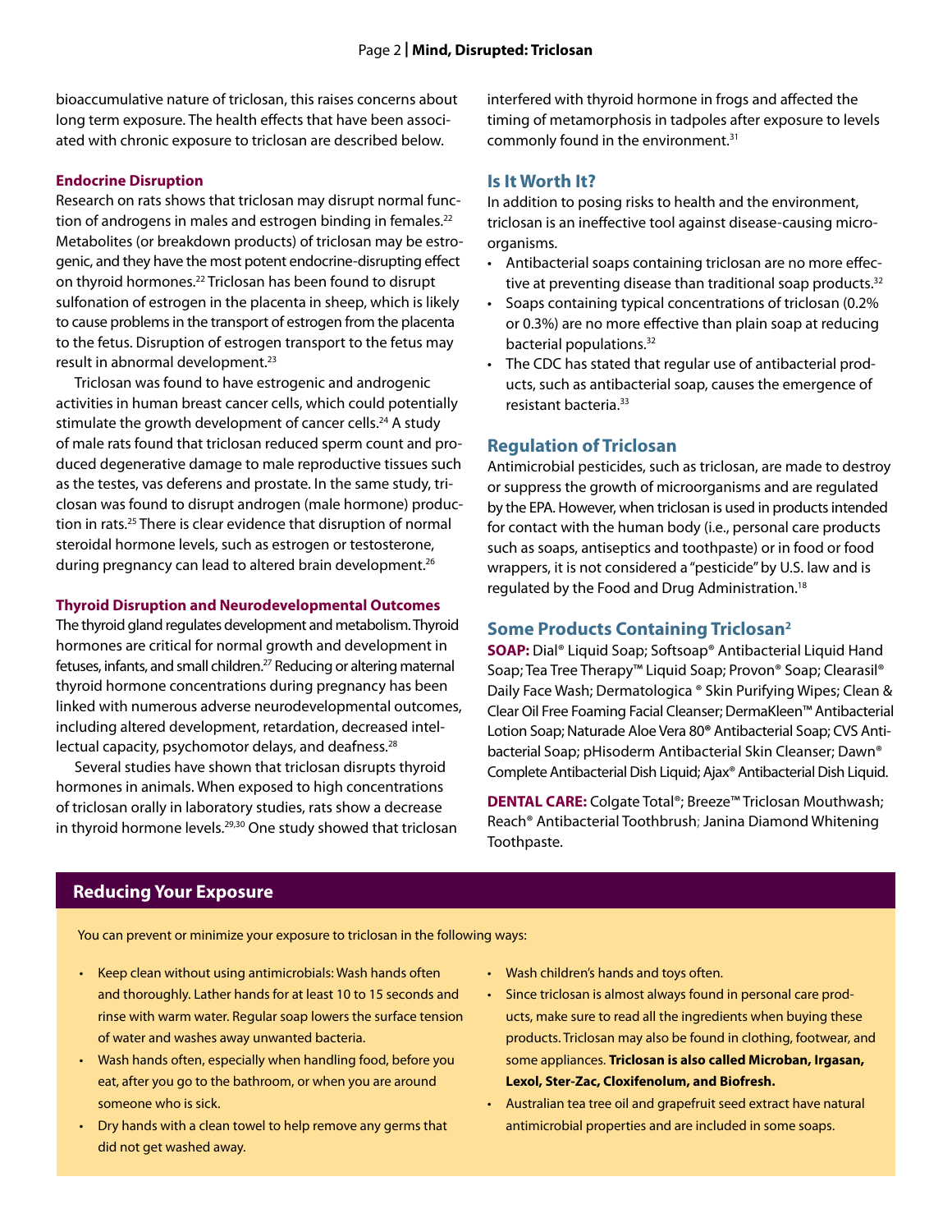bioaccumulative nature of triclosan, this raises concerns about long term exposure. The health effects that have been associated with chronic exposure to triclosan are described below.

#### Endocrine Disruption

Research on rats shows that triclosan may disrupt normal function of androgens in males and estrogen binding in females.[22] Metabolites (or breakdown products) of triclosan may be estrogenic, and they have the most potent endocrine-disrupting effect on thyroid hormones.[22] Triclosan has been found to disrupt sulfonation of estrogen in the placenta in sheep, which is likely to cause problems in the transport of estrogen from the placenta to the fetus. Disruption of estrogen transport to the fetus may result in abnormal development.[23]

Triclosan was found to have estrogenic and androgenic activities in human breast cancer cells, which could potentially stimulate the growth development of cancer cells.[24] A study of male rats found that triclosan reduced sperm count and produced degenerative damage to male reproductive tissues such as the testes, vas deferens and prostate. In the same study, triclosan was found to disrupt androgen (male hormone) production in rats.[25] There is clear evidence that disruption of normal steroidal hormone levels, such as estrogen or testosterone, during pregnancy can lead to altered brain development.[26]

#### Thyroid Disruption and Neurodevelopmental Outcomes

The thyroid gland regulates development and metabolism. Thyroid hormones are critical for normal growth and development in fetuses, infants, and small children.[27] Reducing or altering maternal thyroid hormone concentrations during pregnancy has been linked with numerous adverse neurodevelopmental outcomes, including altered development, retardation, decreased intellectual capacity, psychomotor delays, and deafness.[28]

Several studies have shown that triclosan disrupts thyroid hormones in animals. When exposed to high concentrations of triclosan orally in laboratory studies, rats show a decrease in thyroid hormone levels.[29,30] One study showed that triclosan interfered with thyroid hormone in frogs and affected the timing of metamorphosis in tadpoles after exposure to levels commonly found in the environment.[31]

## Is It Worth It?

In addition to posing risks to health and the environment, triclosan is an ineffective tool against disease-causing microorganisms.

- Antibacterial soaps containing triclosan are no more effective at preventing disease than traditional soap products.[32]
- Soaps containing typical concentrations of triclosan (0.2% or 0.3%) are no more effective than plain soap at reducing bacterial populations.[32]
- The CDC has stated that regular use of antibacterial products, such as antibacterial soap, causes the emergence of resistant bacteria.[33]

## Regulation of Triclosan

Antimicrobial pesticides, such as triclosan, are made to destroy or suppress the growth of microorganisms and are regulated by the EPA. However, when triclosan is used in products intended for contact with the human body (i.e., personal care products such as soaps, antiseptics and toothpaste) or in food or food wrappers, it is not considered a "pesticide" by U.S. law and is regulated by the Food and Drug Administration.[18]

## Some Products Containing Triclosan[2]

**SOAP:** Dial® Liquid Soap; Softsoap® Antibacterial Liquid Hand Soap; Tea Tree Therapy™ Liquid Soap; Provon® Soap; Clearasil® Daily Face Wash; Dermatologica ® Skin Purifying Wipes; Clean & Clear Oil Free Foaming Facial Cleanser; DermaKleen™ Antibacterial Lotion Soap; Naturade Aloe Vera 80® Antibacterial Soap; CVS Antibacterial Soap; pHisoderm Antibacterial Skin Cleanser; Dawn® Complete Antibacterial Dish Liquid; Ajax® Antibacterial Dish Liquid.

**DENTAL CARE:** Colgate Total®; Breeze™ Triclosan Mouthwash; Reach® Antibacterial Toothbrush; Janina Diamond Whitening Toothpaste.

## Reducing Your Exposure

You can prevent or minimize your exposure to triclosan in the following ways:

- Keep clean without using antimicrobials: Wash hands often and thoroughly. Lather hands for at least 10 to 15 seconds and rinse with warm water. Regular soap lowers the surface tension of water and washes away unwanted bacteria.
- Wash hands often, especially when handling food, before you eat, after you go to the bathroom, or when you are around someone who is sick.
- Dry hands with a clean towel to help remove any germs that did not get washed away.
- Wash children's hands and toys often.
- Since triclosan is almost always found in personal care products, make sure to read all the ingredients when buying these products. Triclosan may also be found in clothing, footwear, and some appliances. **Triclosan is also called Microban, Irgasan, Lexol, Ster-Zac, Cloxifenolum, and Biofresh.**
- Australian tea tree oil and grapefruit seed extract have natural antimicrobial properties and are included in some soaps.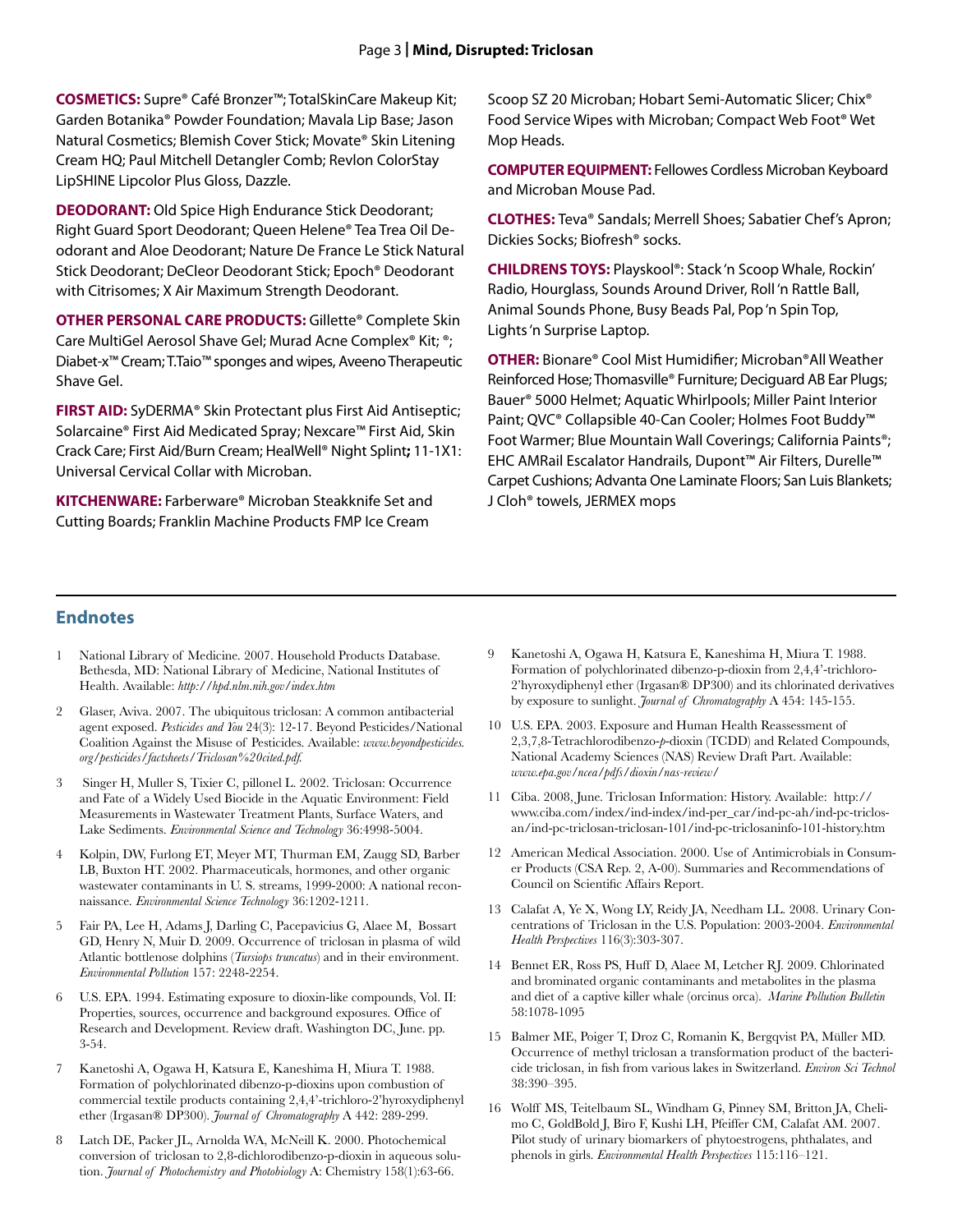**COSMETICS:** Supre® Café Bronzer™; TotalSkinCare Makeup Kit; Garden Botanika® Powder Foundation; Mavala Lip Base; Jason Natural Cosmetics; Blemish Cover Stick; Movate® Skin Litening Cream HQ; Paul Mitchell Detangler Comb; Revlon ColorStay LipSHINE Lipcolor Plus Gloss, Dazzle.

**DEODORANT:** Old Spice High Endurance Stick Deodorant; Right Guard Sport Deodorant; Queen Helene® Tea Trea Oil Deodorant and Aloe Deodorant; Nature De France Le Stick Natural Stick Deodorant; DeCleor Deodorant Stick; Epoch® Deodorant with Citrisomes; X Air Maximum Strength Deodorant.

**OTHER PERSONAL CARE PRODUCTS:** Gillette® Complete Skin Care MultiGel Aerosol Shave Gel; Murad Acne Complex® Kit; ®; Diabet-x™ Cream; T.Taio™ sponges and wipes, Aveeno Therapeutic Shave Gel.

**FIRST AID:** SyDERMA® Skin Protectant plus First Aid Antiseptic; Solarcaine® First Aid Medicated Spray; Nexcare™ First Aid, Skin Crack Care; First Aid/Burn Cream; HealWell® Night Splint**;** 11-1X1: Universal Cervical Collar with Microban.

**KITCHENWARE:** Farberware® Microban Steakknife Set and Cutting Boards; Franklin Machine Products FMP Ice Cream Scoop SZ 20 Microban; Hobart Semi-Automatic Slicer; Chix® Food Service Wipes with Microban; Compact Web Foot® Wet Mop Heads.

**COMPUTER EQUIPMENT:** Fellowes Cordless Microban Keyboard and Microban Mouse Pad.

**CLOTHES:** Teva® Sandals; Merrell Shoes; Sabatier Chef's Apron; Dickies Socks; Biofresh® socks.

**CHILDRENS TOYS:** Playskool®: Stack 'n Scoop Whale, Rockin' Radio, Hourglass, Sounds Around Driver, Roll 'n Rattle Ball, Animal Sounds Phone, Busy Beads Pal, Pop 'n Spin Top, Lights 'n Surprise Laptop.

**OTHER:** Bionare® Cool Mist Humidifier; Microban®All Weather Reinforced Hose; Thomasville® Furniture; Deciguard AB Ear Plugs; Bauer® 5000 Helmet; Aquatic Whirlpools; Miller Paint Interior Paint; QVC® Collapsible 40-Can Cooler; Holmes Foot Buddy™ Foot Warmer; Blue Mountain Wall Coverings; California Paints®; EHC AMRail Escalator Handrails, Dupont™ Air Filters, Durelle™ Carpet Cushions; Advanta One Laminate Floors; San Luis Blankets; J Cloh® towels, JERMEX mops

## Endnotes

1. National Library of Medicine. 2007. Household Products Database. Bethesda, MD: National Library of Medicine, National Institutes of Health. Available: *http://hpd.nlm.nih.gov/index.htm*

2. Glaser, Aviva. 2007. The ubiquitous triclosan: A common antibacterial agent exposed. *Pesticides and You* 24(3): 12-17. Beyond Pesticides/National Coalition Against the Misuse of Pesticides. Available: *www.beyondpesticides.org/pesticides/factsheets/Triclosan%20cited.pdf.*

3. Singer H, Muller S, Tixier C, pillonel L. 2002. Triclosan: Occurrence and Fate of a Widely Used Biocide in the Aquatic Environment: Field Measurements in Wastewater Treatment Plants, Surface Waters, and Lake Sediments. *Environmental Science and Technology* 36:4998-5004.

4. Kolpin, DW, Furlong ET, Meyer MT, Thurman EM, Zaugg SD, Barber LB, Buxton HT. 2002. Pharmaceuticals, hormones, and other organic wastewater contaminants in U. S. streams, 1999-2000: A national reconnaissance. *Environmental Science Technology* 36:1202-1211.

5. Fair PA, Lee H, Adams J, Darling C, Pacepavicius G, Alaee M, Bossart GD, Henry N, Muir D. 2009. Occurrence of triclosan in plasma of wild Atlantic bottlenose dolphins (*Tursiops truncatus*) and in their environment. *Environmental Pollution* 157: 2248-2254.

6. U.S. EPA. 1994. Estimating exposure to dioxin-like compounds, Vol. II: Properties, sources, occurrence and background exposures. Office of Research and Development. Review draft. Washington DC, June. pp. 3-54.

7. Kanetoshi A, Ogawa H, Katsura E, Kaneshima H, Miura T. 1988. Formation of polychlorinated dibenzo-p-dioxins upon combustion of commercial textile products containing 2,4,4'-trichloro-2'hyroxydiphenyl ether (Irgasan® DP300). *Journal of Chromatography* A 442: 289-299.

8. Latch DE, Packer JL, Arnolda WA, McNeill K. 2000. Photochemical conversion of triclosan to 2,8-dichlorodibenzo-p-dioxin in aqueous solution. *Journal of Photochemistry and Photobiology* A: Chemistry 158(1):63-66.

9. Kanetoshi A, Ogawa H, Katsura E, Kaneshima H, Miura T. 1988. Formation of polychlorinated dibenzo-p-dioxin from 2,4,4'-trichloro-2'hyroxydiphenyl ether (Irgasan® DP300) and its chlorinated derivatives by exposure to sunlight. *Journal of Chromatography* A 454: 145-155.

10. U.S. EPA. 2003. Exposure and Human Health Reassessment of 2,3,7,8-Tetrachlorodibenzo-*p*-dioxin (TCDD) and Related Compounds, National Academy Sciences (NAS) Review Draft Part. Available: *www.epa.gov/ncea/pdfs/dioxin/nas-review/*

11. Ciba. 2008, June. Triclosan Information: History. Available: http://www.ciba.com/index/ind-index/ind-per_car/ind-pc-ah/ind-pc-triclosan/ind-pc-triclosan-triclosan-101/ind-pc-triclosaninfo-101-history.htm

12. American Medical Association. 2000. Use of Antimicrobials in Consumer Products (CSA Rep. 2, A-00). Summaries and Recommendations of Council on Scientific Affairs Report.

13. Calafat A, Ye X, Wong LY, Reidy JA, Needham LL. 2008. Urinary Concentrations of Triclosan in the U.S. Population: 2003-2004. *Environmental Health Perspectives* 116(3):303-307.

14. Bennet ER, Ross PS, Huff D, Alaee M, Letcher RJ. 2009. Chlorinated and brominated organic contaminants and metabolites in the plasma and diet of a captive killer whale (orcinus orca). *Marine Pollution Bulletin* 58:1078-1095

15. Balmer ME, Poiger T, Droz C, Romanin K, Bergqvist PA, Müller MD. Occurrence of methyl triclosan a transformation product of the bactericide triclosan, in fish from various lakes in Switzerland. *Environ Sci Technol* 38:390–395.

16. Wolff MS, Teitelbaum SL, Windham G, Pinney SM, Britton JA, Chelimo C, GoldBold J, Biro F, Kushi LH, Pfeiffer CM, Calafat AM. 2007. Pilot study of urinary biomarkers of phytoestrogens, phthalates, and phenols in girls. *Environmental Health Perspectives* 115:116–121.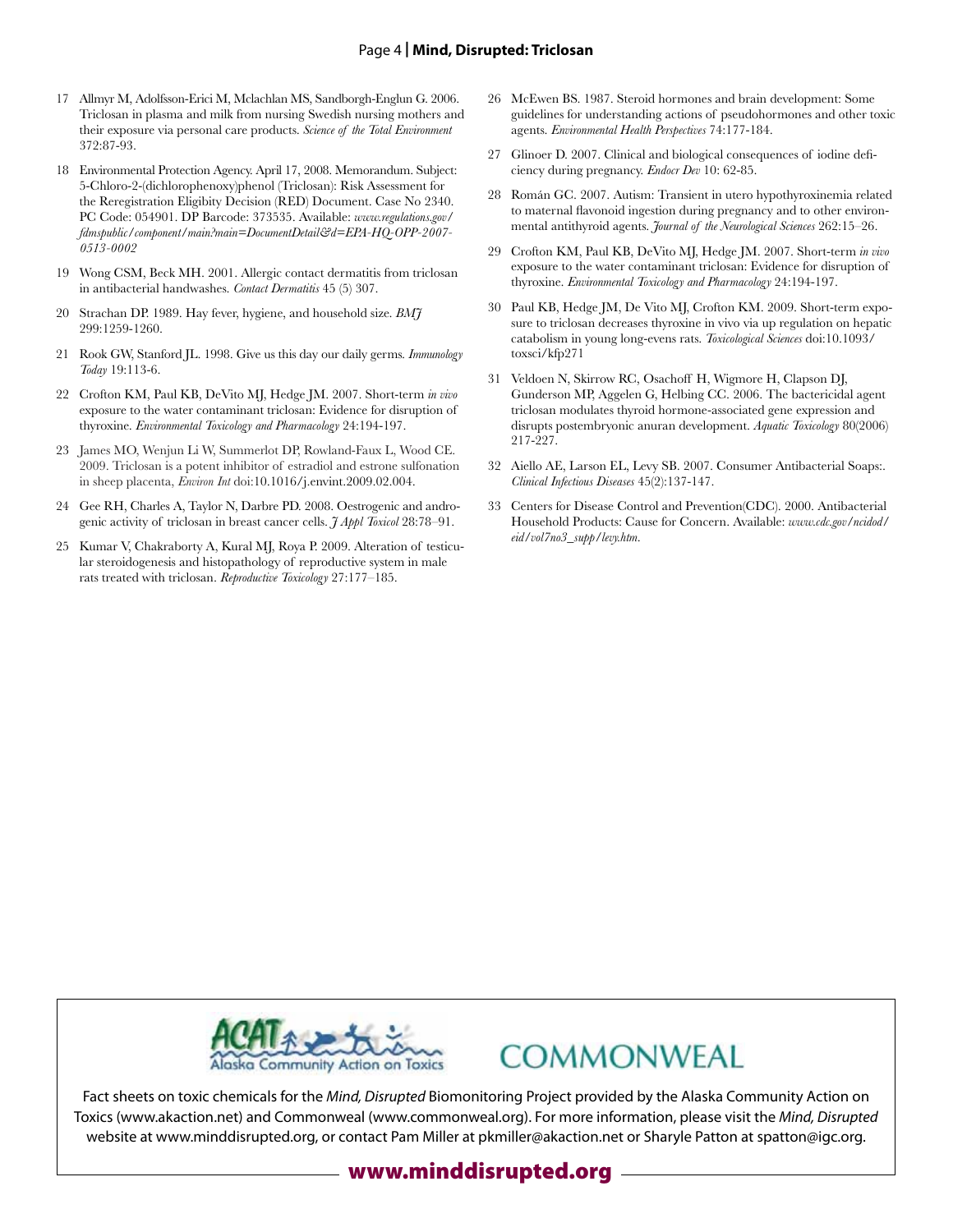17 Allmyr M, Adolfsson-Erici M, Mclachlan MS, Sandborgh-Englun G. 2006. Triclosan in plasma and milk from nursing Swedish nursing mothers and their exposure via personal care products. *Science of the Total Environment* 372:87-93.

18 Environmental Protection Agency. April 17, 2008. Memorandum. Subject: 5-Chloro-2-(dichlorophenoxy)phenol (Triclosan): Risk Assessment for the Reregistration Eligibity Decision (RED) Document. Case No 2340. PC Code: 054901. DP Barcode: 373535. Available: *www.regulations.gov/fdmspublic/component/main?main=DocumentDetail&d=EPA-HQ-OPP-2007-0513-0002*

19 Wong CSM, Beck MH. 2001. Allergic contact dermatitis from triclosan in antibacterial handwashes. *Contact Dermatitis* 45 (5) 307.

20 Strachan DP. 1989. Hay fever, hygiene, and household size. *BMJ* 299:1259-1260.

21 Rook GW, Stanford JL. 1998. Give us this day our daily germs. *Immunology Today* 19:113-6.

22 Crofton KM, Paul KB, DeVito MJ, Hedge JM. 2007. Short-term *in vivo* exposure to the water contaminant triclosan: Evidence for disruption of thyroxine. *Environmental Toxicology and Pharmacology* 24:194-197.

23 James MO, Wenjun Li W, Summerlot DP, Rowland-Faux L, Wood CE. 2009. Triclosan is a potent inhibitor of estradiol and estrone sulfonation in sheep placenta, *Environ Int* doi:10.1016/j.envint.2009.02.004.

24 Gee RH, Charles A, Taylor N, Darbre PD. 2008. Oestrogenic and androgenic activity of triclosan in breast cancer cells. *J Appl Toxicol* 28:78–91.

25 Kumar V, Chakraborty A, Kural MJ, Roya P. 2009. Alteration of testicular steroidogenesis and histopathology of reproductive system in male rats treated with triclosan. *Reproductive Toxicology* 27:177–185.

26 McEwen BS. 1987. Steroid hormones and brain development: Some guidelines for understanding actions of pseudohormones and other toxic agents. *Environmental Health Perspectives* 74:177-184.

27 Glinoer D. 2007. Clinical and biological consequences of iodine deficiency during pregnancy. *Endocr Dev* 10: 62-85.

28 Román GC. 2007. Autism: Transient in utero hypothyroxinemia related to maternal flavonoid ingestion during pregnancy and to other environmental antithyroid agents. *Journal of the Neurological Sciences* 262:15–26.

29 Crofton KM, Paul KB, DeVito MJ, Hedge JM. 2007. Short-term *in vivo* exposure to the water contaminant triclosan: Evidence for disruption of thyroxine. *Environmental Toxicology and Pharmacology* 24:194-197.

30 Paul KB, Hedge JM, De Vito MJ, Crofton KM. 2009. Short-term exposure to triclosan decreases thyroxine in vivo via up regulation on hepatic catabolism in young long-evens rats. *Toxicological Sciences* doi:10.1093/toxsci/kfp271

31 Veldoen N, Skirrow RC, Osachoff H, Wigmore H, Clapson DJ, Gunderson MP, Aggelen G, Helbing CC. 2006. The bactericidal agent triclosan modulates thyroid hormone-associated gene expression and disrupts postembryonic anuran development. *Aquatic Toxicology* 80(2006) 217-227.

32 Aiello AE, Larson EL, Levy SB. 2007. Consumer Antibacterial Soaps:. *Clinical Infectious Diseases* 45(2):137-147.

33 Centers for Disease Control and Prevention(CDC). 2000. Antibacterial Household Products: Cause for Concern. Available: *www.cdc.gov/ncidod/eid/vol7no3_supp/levy.htm.*

ACAT Alaska Community Action on Toxics

COMMONWEAL

Fact sheets on toxic chemicals for the *Mind, Disrupted* Biomonitoring Project provided by the Alaska Community Action on Toxics (www.akaction.net) and Commonweal (www.commonweal.org). For more information, please visit the *Mind, Disrupted* website at www.minddisrupted.org, or contact Pam Miller at pkmiller@akaction.net or Sharyle Patton at spatton@igc.org.

**www.minddisrupted.org**